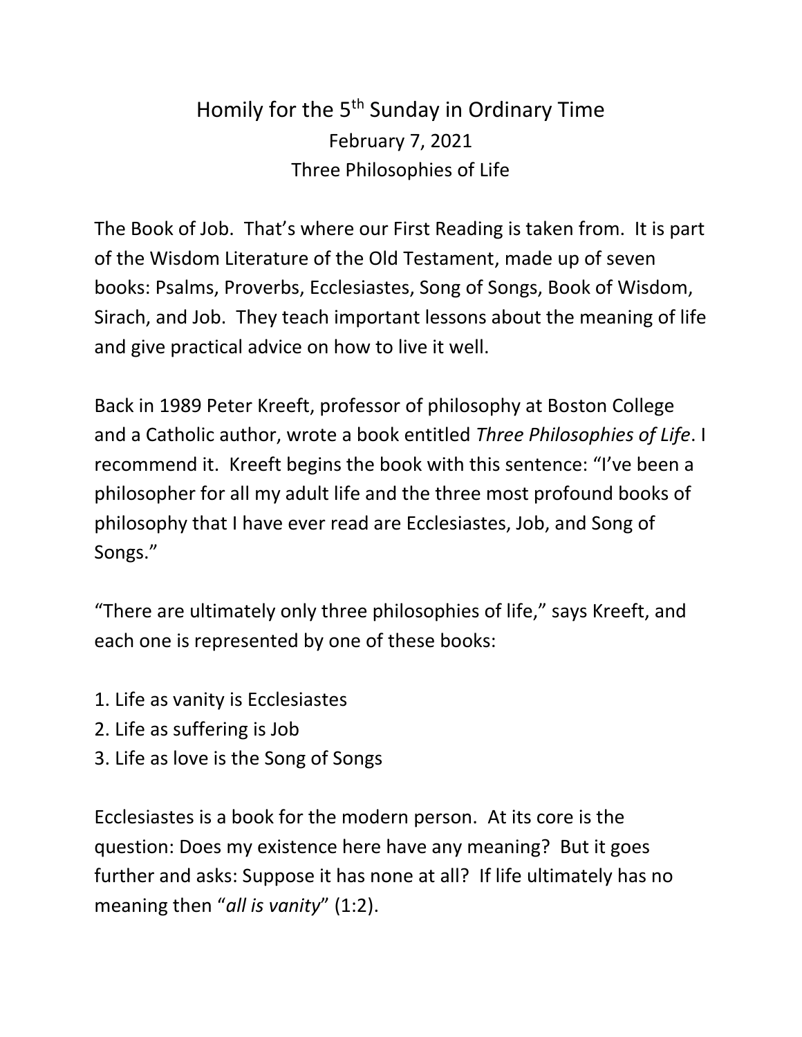# Homily for the 5th Sunday in Ordinary Time

February 7, 2021

Three Philosophies of Life

The Book of Job. That's where our First Reading is taken from. It is part of the Wisdom Literature of the Old Testament, made up of seven books: Psalms, Proverbs, Ecclesiastes, Song of Songs, Book of Wisdom, Sirach, and Job. They teach important lessons about the meaning of life and give practical advice on how to live it well.

Back in 1989 Peter Kreeft, professor of philosophy at Boston College and a Catholic author, wrote a book entitled *Three Philosophies of Life*. I recommend it. Kreeft begins the book with this sentence: "I've been a philosopher for all my adult life and the three most profound books of philosophy that I have ever read are Ecclesiastes, Job, and Song of Songs."

"There are ultimately only three philosophies of life," says Kreeft, and each one is represented by one of these books:

1. Life as vanity is Ecclesiastes
2. Life as suffering is Job
3. Life as love is the Song of Songs

Ecclesiastes is a book for the modern person. At its core is the question: Does my existence here have any meaning? But it goes further and asks: Suppose it has none at all? If life ultimately has no meaning then "*all is vanity*" (1:2).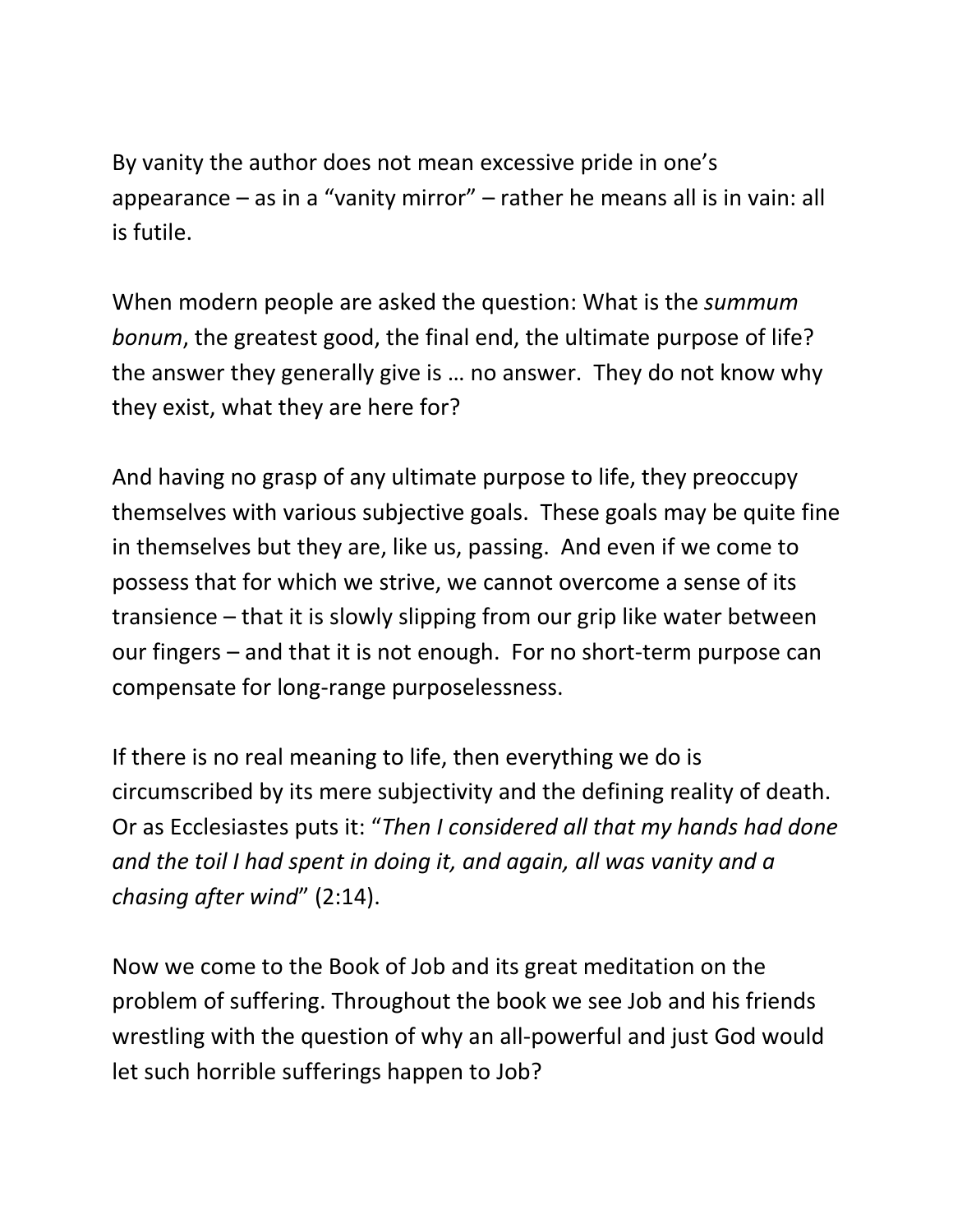By vanity the author does not mean excessive pride in one's appearance – as in a "vanity mirror" – rather he means all is in vain: all is futile.

When modern people are asked the question: What is the *summum bonum*, the greatest good, the final end, the ultimate purpose of life? the answer they generally give is … no answer. They do not know why they exist, what they are here for?

And having no grasp of any ultimate purpose to life, they preoccupy themselves with various subjective goals. These goals may be quite fine in themselves but they are, like us, passing. And even if we come to possess that for which we strive, we cannot overcome a sense of its transience – that it is slowly slipping from our grip like water between our fingers – and that it is not enough. For no short-term purpose can compensate for long-range purposelessness.

If there is no real meaning to life, then everything we do is circumscribed by its mere subjectivity and the defining reality of death. Or as Ecclesiastes puts it: "*Then I considered all that my hands had done and the toil I had spent in doing it, and again, all was vanity and a chasing after wind*" (2:14).

Now we come to the Book of Job and its great meditation on the problem of suffering. Throughout the book we see Job and his friends wrestling with the question of why an all-powerful and just God would let such horrible sufferings happen to Job?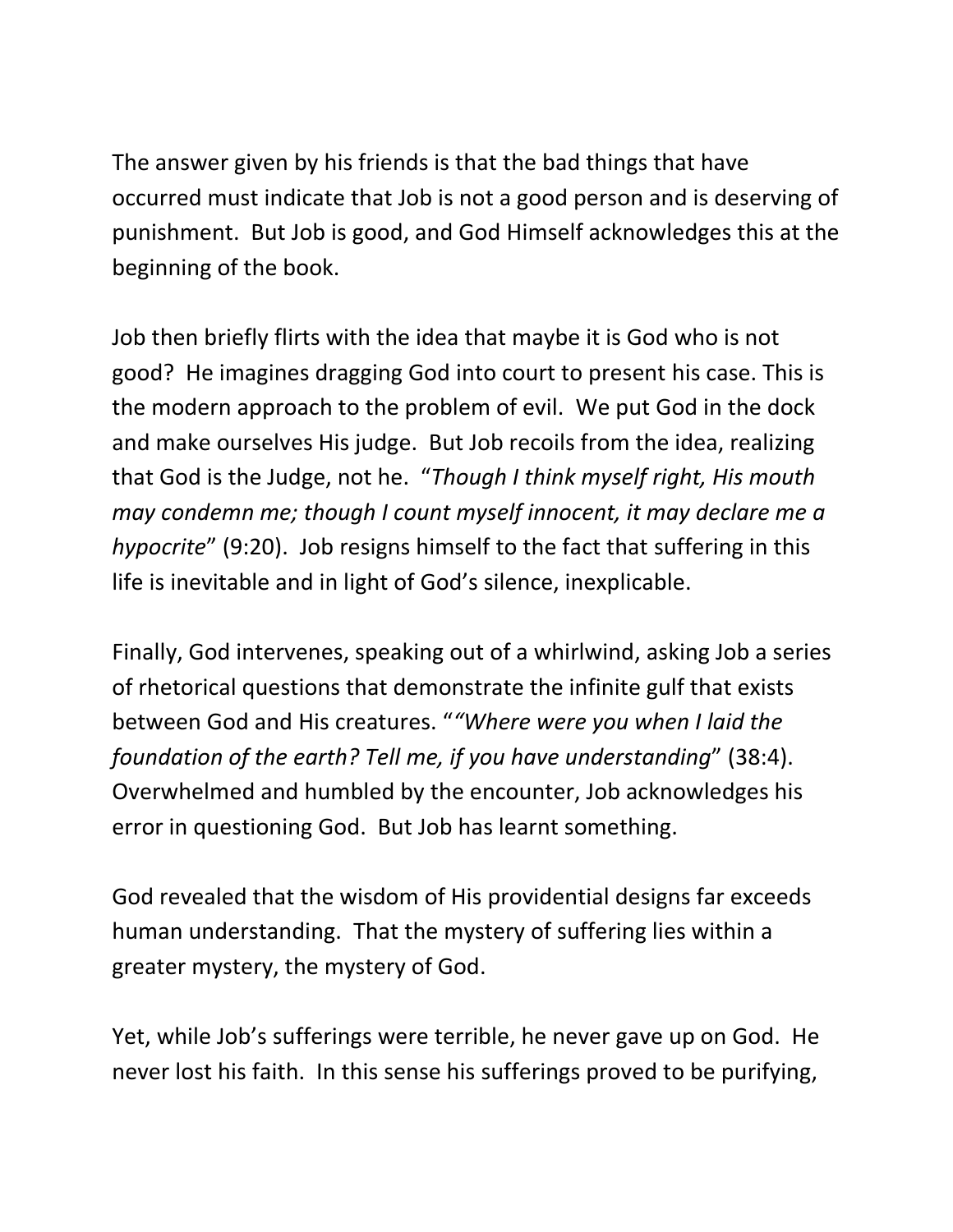The answer given by his friends is that the bad things that have occurred must indicate that Job is not a good person and is deserving of punishment. But Job is good, and God Himself acknowledges this at the beginning of the book.

Job then briefly flirts with the idea that maybe it is God who is not good? He imagines dragging God into court to present his case. This is the modern approach to the problem of evil. We put God in the dock and make ourselves His judge. But Job recoils from the idea, realizing that God is the Judge, not he. "*Though I think myself right, His mouth may condemn me; though I count myself innocent, it may declare me a hypocrite*" (9:20). Job resigns himself to the fact that suffering in this life is inevitable and in light of God's silence, inexplicable.

Finally, God intervenes, speaking out of a whirlwind, asking Job a series of rhetorical questions that demonstrate the infinite gulf that exists between God and His creatures. "*"Where were you when I laid the foundation of the earth? Tell me, if you have understanding*" (38:4). Overwhelmed and humbled by the encounter, Job acknowledges his error in questioning God. But Job has learnt something.

God revealed that the wisdom of His providential designs far exceeds human understanding. That the mystery of suffering lies within a greater mystery, the mystery of God.

Yet, while Job's sufferings were terrible, he never gave up on God. He never lost his faith. In this sense his sufferings proved to be purifying,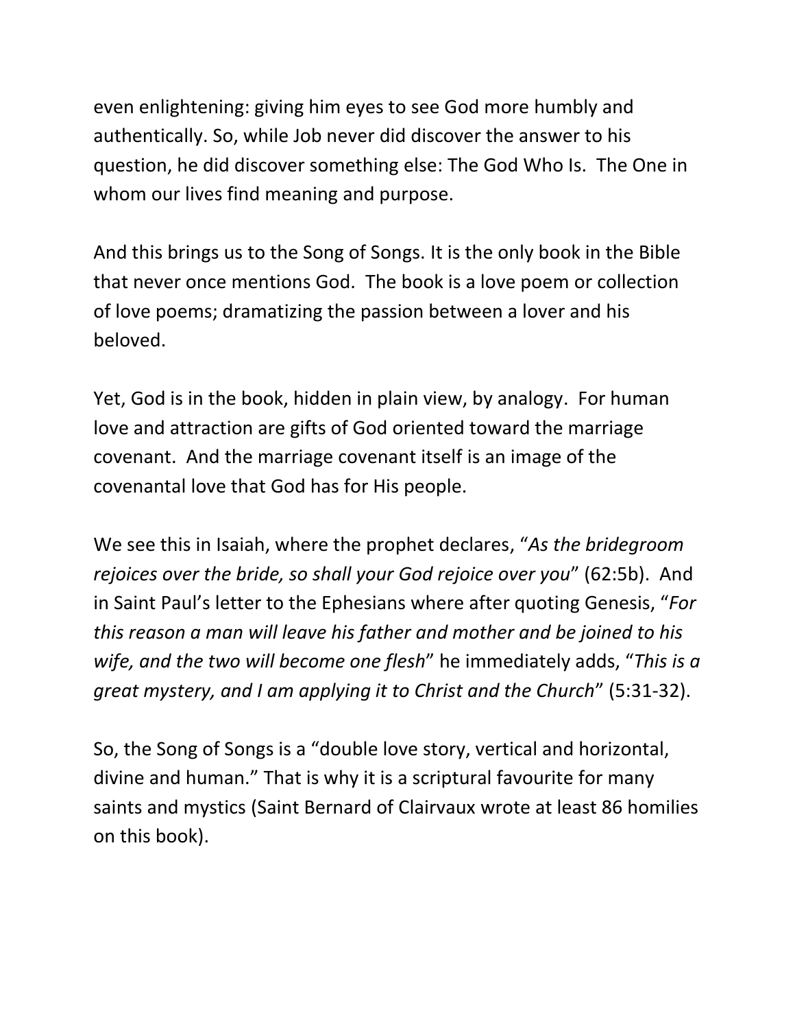even enlightening: giving him eyes to see God more humbly and authentically. So, while Job never did discover the answer to his question, he did discover something else: The God Who Is. The One in whom our lives find meaning and purpose.

And this brings us to the Song of Songs. It is the only book in the Bible that never once mentions God. The book is a love poem or collection of love poems; dramatizing the passion between a lover and his beloved.

Yet, God is in the book, hidden in plain view, by analogy. For human love and attraction are gifts of God oriented toward the marriage covenant. And the marriage covenant itself is an image of the covenantal love that God has for His people.

We see this in Isaiah, where the prophet declares, "*As the bridegroom rejoices over the bride, so shall your God rejoice over you*" (62:5b). And in Saint Paul's letter to the Ephesians where after quoting Genesis, "*For this reason a man will leave his father and mother and be joined to his wife, and the two will become one flesh*" he immediately adds, "*This is a great mystery, and I am applying it to Christ and the Church*" (5:31-32).

So, the Song of Songs is a "double love story, vertical and horizontal, divine and human." That is why it is a scriptural favourite for many saints and mystics (Saint Bernard of Clairvaux wrote at least 86 homilies on this book).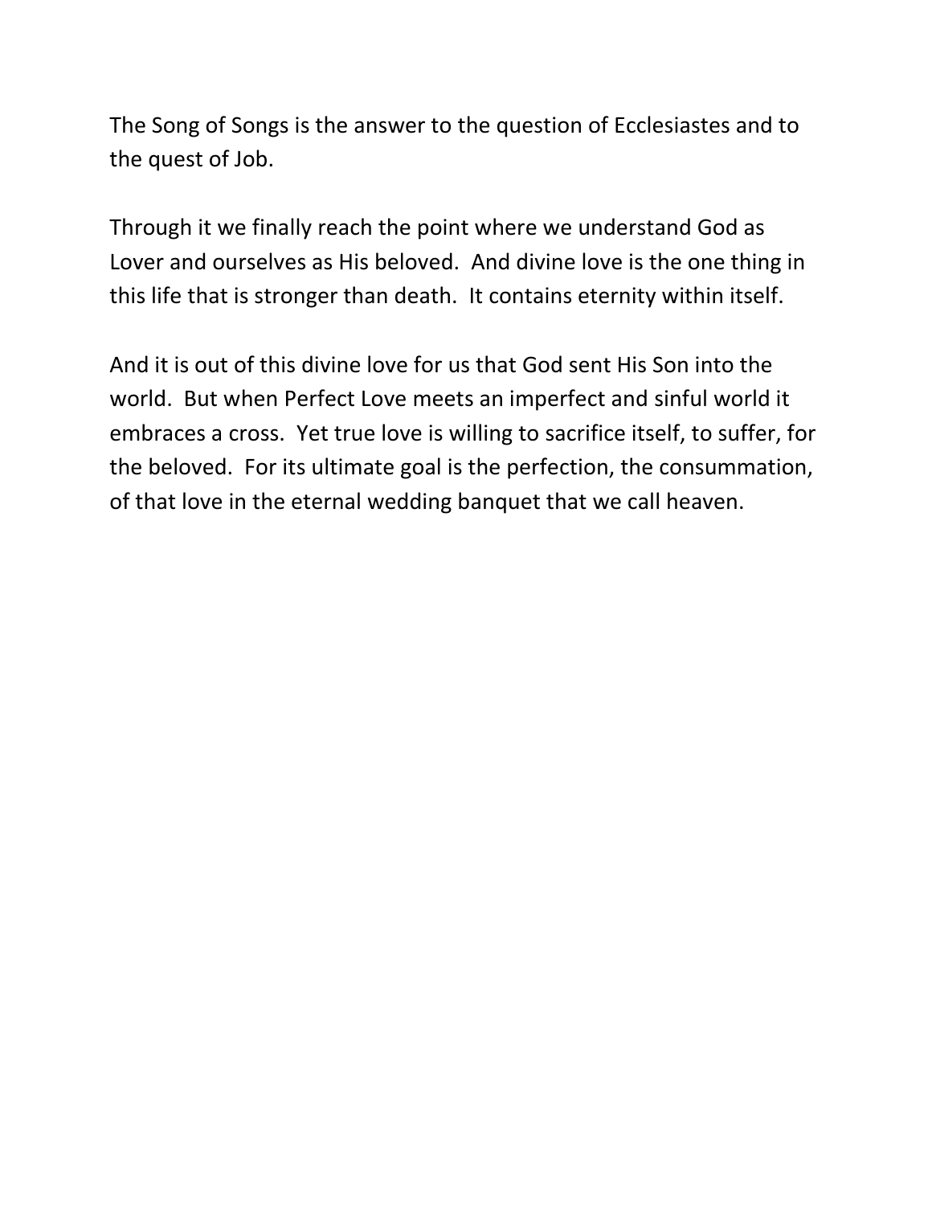The Song of Songs is the answer to the question of Ecclesiastes and to the quest of Job.

Through it we finally reach the point where we understand God as Lover and ourselves as His beloved. And divine love is the one thing in this life that is stronger than death. It contains eternity within itself.

And it is out of this divine love for us that God sent His Son into the world. But when Perfect Love meets an imperfect and sinful world it embraces a cross. Yet true love is willing to sacrifice itself, to suffer, for the beloved. For its ultimate goal is the perfection, the consummation, of that love in the eternal wedding banquet that we call heaven.